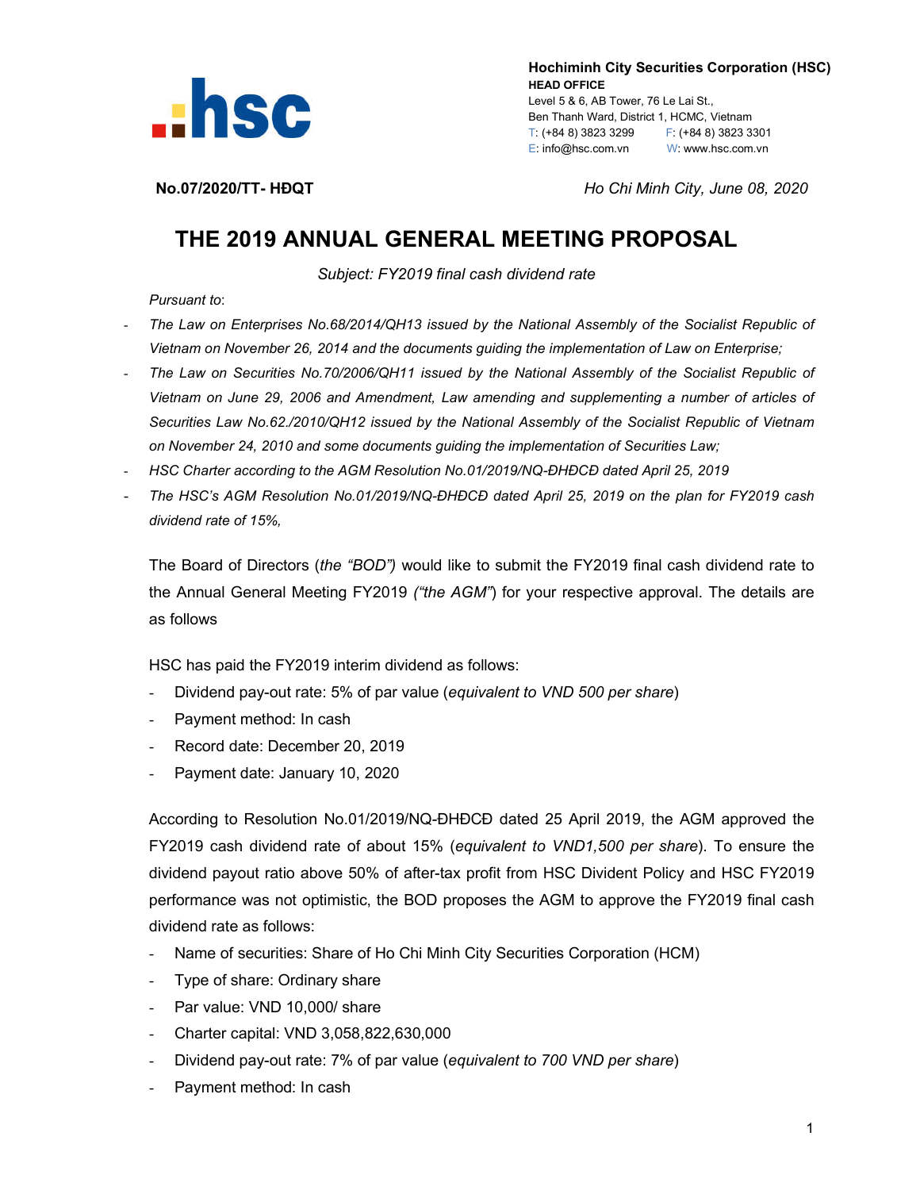**Hochiminh City Securities Corporation (HSC)**
**HEAD OFFICE**
Level 5 & 6, AB Tower, 76 Le Lai St.,
Ben Thanh Ward, District 1, HCMC, Vietnam
T: (+84 8) 3823 3299 F: (+84 8) 3823 3301
E: info@hsc.com.vn W: www.hsc.com.vn

**No.07/2020/TT- HĐQT** *Ho Chi Minh City, June 08, 2020*

# THE 2019 ANNUAL GENERAL MEETING PROPOSAL

*Subject: FY2019 final cash dividend rate*

*Pursuant to*:

- *The Law on Enterprises No.68/2014/QH13 issued by the National Assembly of the Socialist Republic of Vietnam on November 26, 2014 and the documents guiding the implementation of Law on Enterprise;*
- *The Law on Securities No.70/2006/QH11 issued by the National Assembly of the Socialist Republic of Vietnam on June 29, 2006 and Amendment, Law amending and supplementing a number of articles of Securities Law No.62./2010/QH12 issued by the National Assembly of the Socialist Republic of Vietnam on November 24, 2010 and some documents guiding the implementation of Securities Law;*
- *HSC Charter according to the AGM Resolution No.01/2019/NQ-ĐHĐCĐ dated April 25, 2019*
- *The HSC's AGM Resolution No.01/2019/NQ-ĐHĐCĐ dated April 25, 2019 on the plan for FY2019 cash dividend rate of 15%,*

The Board of Directors (*the "BOD")* would like to submit the FY2019 final cash dividend rate to the Annual General Meeting FY2019 *("the AGM"*) for your respective approval. The details are as follows

HSC has paid the FY2019 interim dividend as follows:

- Dividend pay-out rate: 5% of par value (*equivalent to VND 500 per share*)
- Payment method: In cash
- Record date: December 20, 2019
- Payment date: January 10, 2020

According to Resolution No.01/2019/NQ-ĐHĐCĐ dated 25 April 2019, the AGM approved the FY2019 cash dividend rate of about 15% (*equivalent to VND1,500 per share*). To ensure the dividend payout ratio above 50% of after-tax profit from HSC Divident Policy and HSC FY2019 performance was not optimistic, the BOD proposes the AGM to approve the FY2019 final cash dividend rate as follows:

- Name of securities: Share of Ho Chi Minh City Securities Corporation (HCM)
- Type of share: Ordinary share
- Par value: VND 10,000/ share
- Charter capital: VND 3,058,822,630,000
- Dividend pay-out rate: 7% of par value (*equivalent to 700 VND per share*)
- Payment method: In cash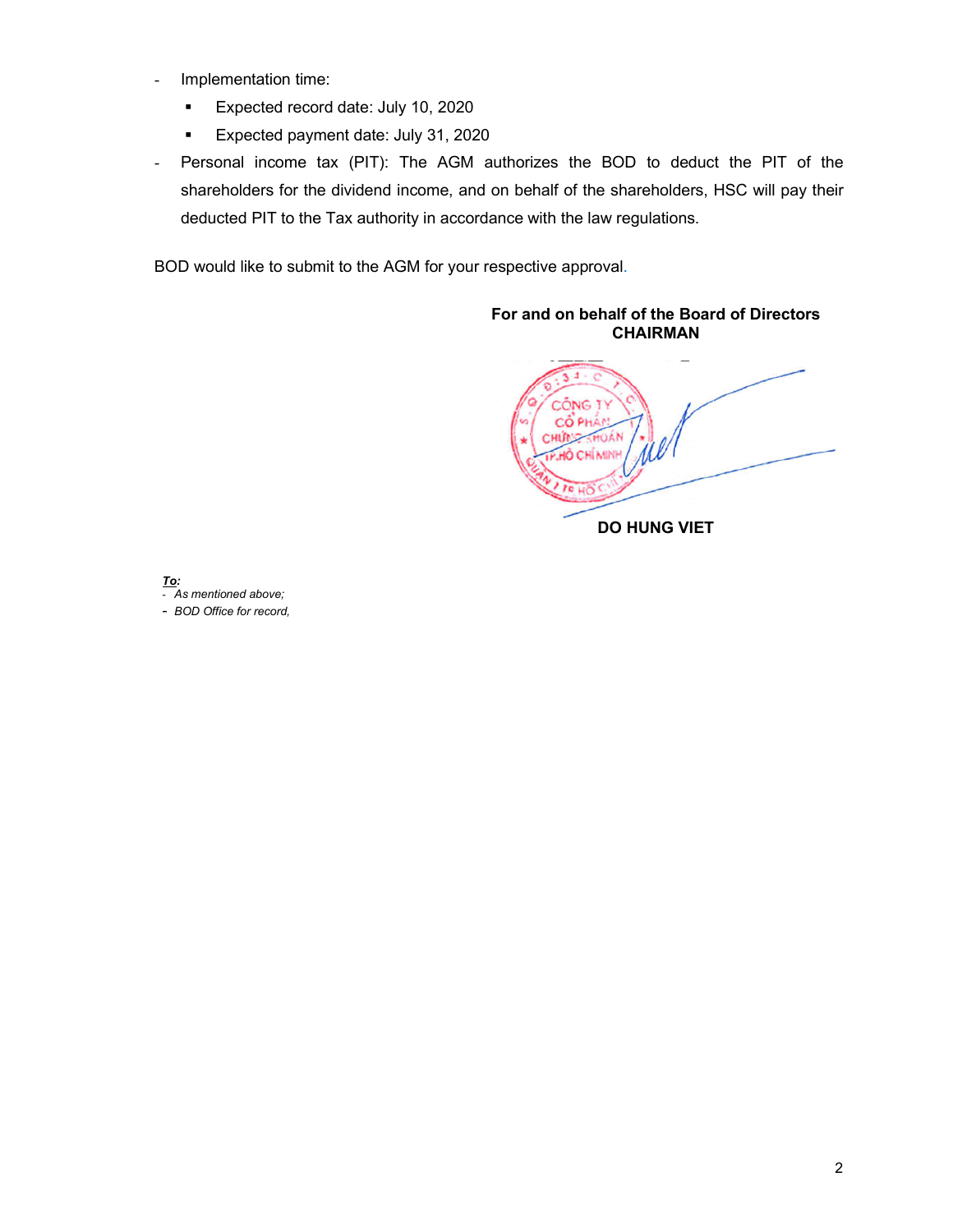- Implementation time:
  - Expected record date: July 10, 2020
  - Expected payment date: July 31, 2020
- Personal income tax (PIT): The AGM authorizes the BOD to deduct the PIT of the shareholders for the dividend income, and on behalf of the shareholders, HSC will pay their deducted PIT to the Tax authority in accordance with the law regulations.

BOD would like to submit to the AGM for your respective approval.

**For and on behalf of the Board of Directors**
**CHAIRMAN**

CÔNG TY CỔ PHẦN CHỨNG KHOÁN TP.HỒ CHÍ MINH

**DO HUNG VIET**

***To:***
- *As mentioned above;*
- *BOD Office for record,*